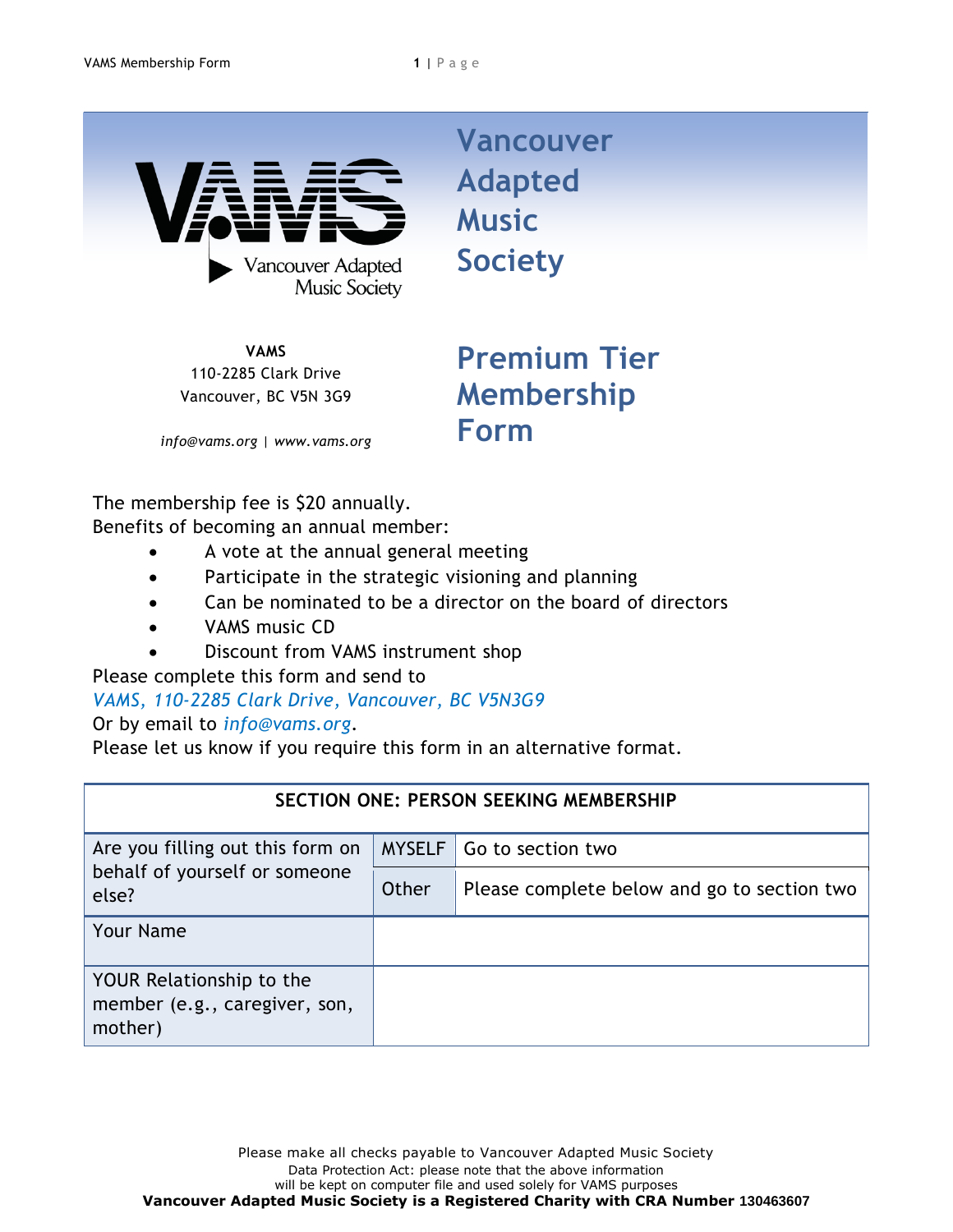# Vancouver Adapted Music Society

**VAMS**
110-2285 Clark Drive
Vancouver, BC V5N 3G9

*info@vams.org* | *www.vams.org*

# Premium Tier Membership Form

The membership fee is $20 annually.
Benefits of becoming an annual member:

- A vote at the annual general meeting
- Participate in the strategic visioning and planning
- Can be nominated to be a director on the board of directors
- VAMS music CD
- Discount from VAMS instrument shop

Please complete this form and send to
*VAMS, 110-2285 Clark Drive, Vancouver, BC V5N3G9*
Or by email to *info@vams.org*.
Please let us know if you require this form in an alternative format.

| **SECTION ONE: PERSON SEEKING MEMBERSHIP** | | |
|---|---|---|
| Are you filling out this form on behalf of yourself or someone else? | MYSELF | Go to section two |
| | Other | Please complete below and go to section two |
| Your Name | | |
| YOUR Relationship to the member (e.g., caregiver, son, mother) | | |

Please make all checks payable to Vancouver Adapted Music Society
Data Protection Act: please note that the above information will be kept on computer file and used solely for VAMS purposes
**Vancouver Adapted Music Society is a Registered Charity with CRA Number** 130463607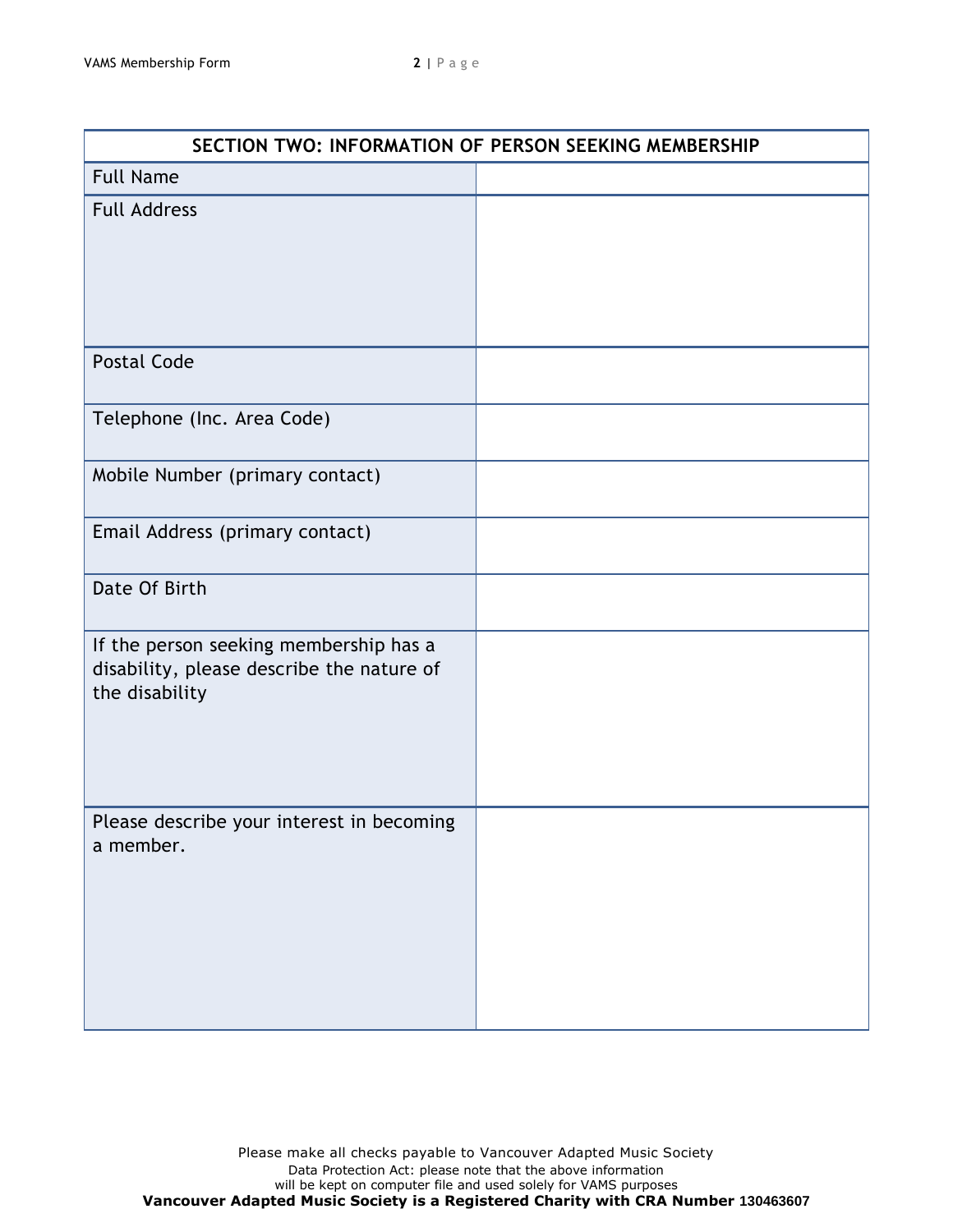| SECTION TWO: INFORMATION OF PERSON SEEKING MEMBERSHIP | |
|---|---|
| Full Name | |
| Full Address | |
| Postal Code | |
| Telephone (Inc. Area Code) | |
| Mobile Number (primary contact) | |
| Email Address (primary contact) | |
| Date Of Birth | |
| If the person seeking membership has a disability, please describe the nature of the disability | |
| Please describe your interest in becoming a member. | |

Please make all checks payable to Vancouver Adapted Music Society
Data Protection Act: please note that the above information will be kept on computer file and used solely for VAMS purposes
**Vancouver Adapted Music Society is a Registered Charity with CRA Number 130463607**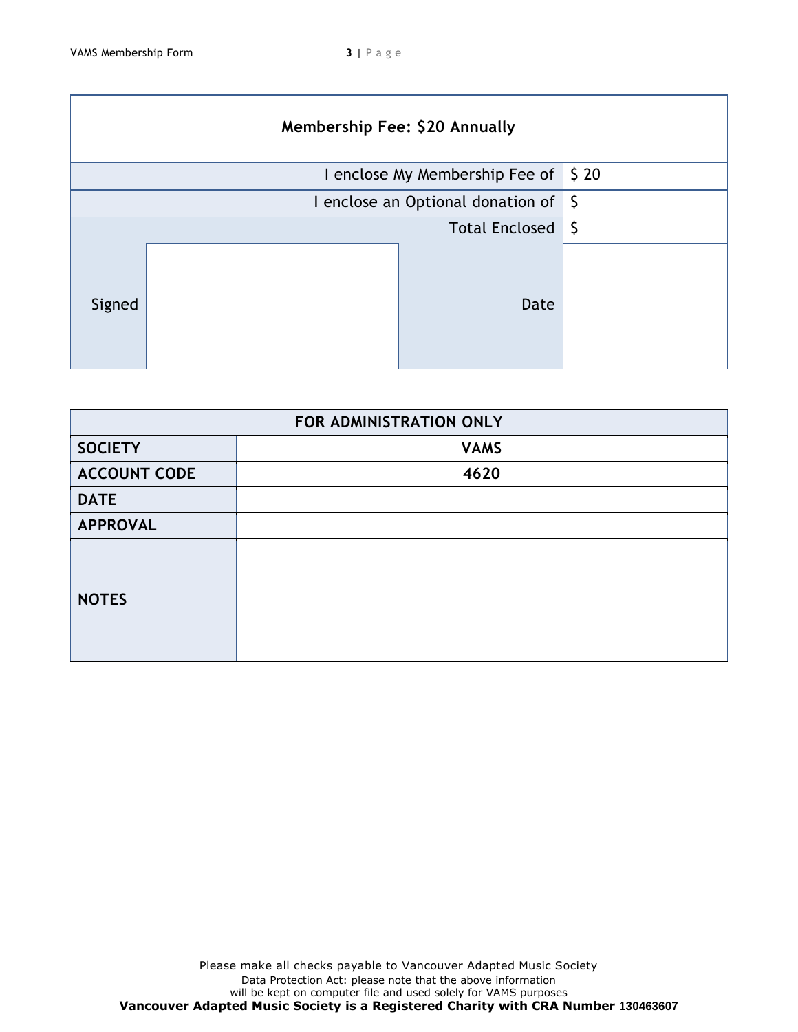| Membership Fee: $20 Annually | | | |
|---|---|---|---|
| | | I enclose My Membership Fee of | $ 20 |
| | | I enclose an Optional donation of | $ |
| | | Total Enclosed | $ |
| Signed | | Date | |

| FOR ADMINISTRATION ONLY | |
|---|---|
| **SOCIETY** | **VAMS** |
| **ACCOUNT CODE** | **4620** |
| **DATE** | |
| **APPROVAL** | |
| **NOTES** | |

Please make all checks payable to Vancouver Adapted Music Society

Data Protection Act: please note that the above information will be kept on computer file and used solely for VAMS purposes

**Vancouver Adapted Music Society is a Registered Charity with CRA Number 130463607**